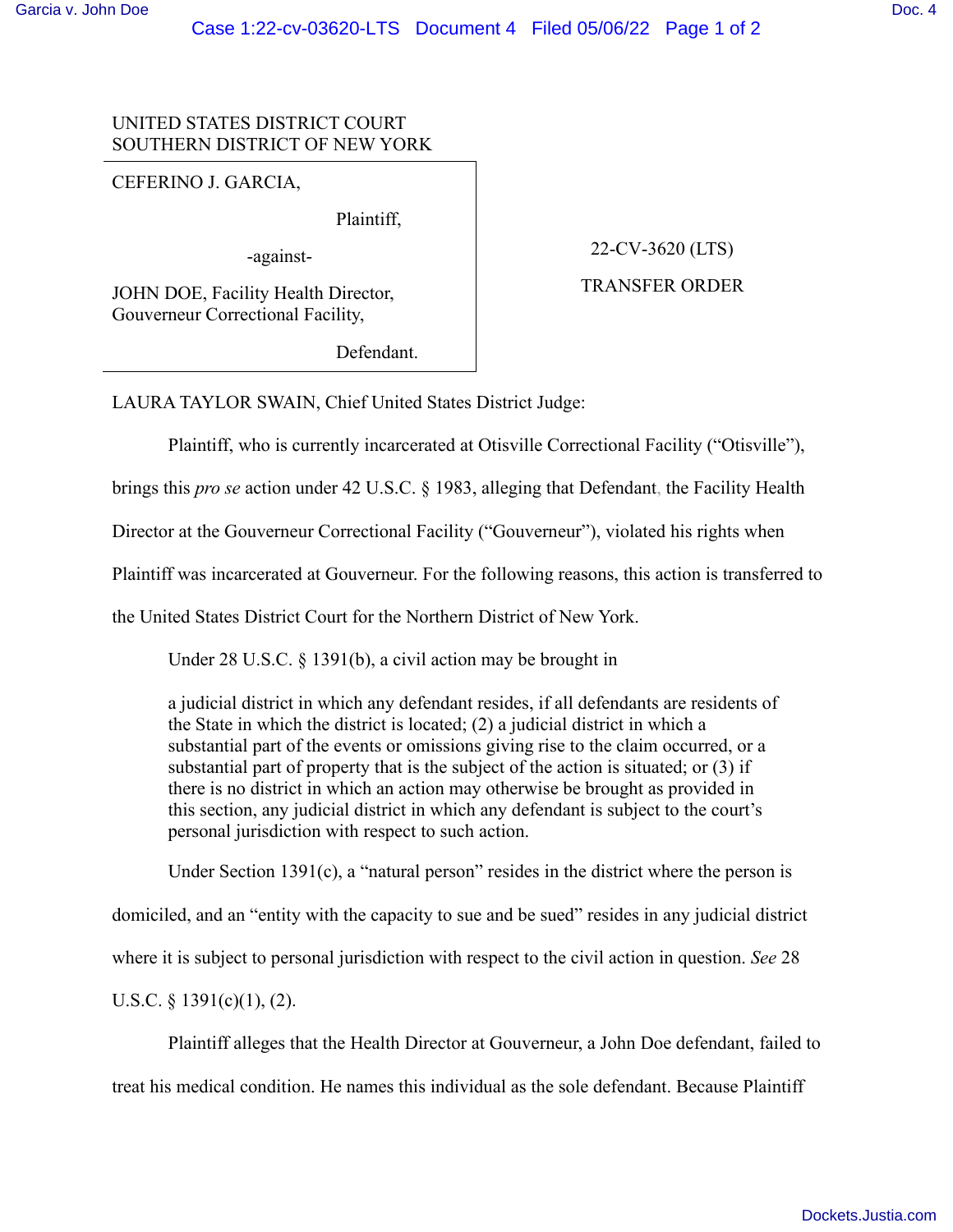UNITED STATES DISTRICT COURT
SOUTHERN DISTRICT OF NEW YORK

CEFERINO J. GARCIA,

Plaintiff,

-against-

JOHN DOE, Facility Health Director, Gouverneur Correctional Facility,

Defendant.

22-CV-3620 (LTS)

TRANSFER ORDER

LAURA TAYLOR SWAIN, Chief United States District Judge:

Plaintiff, who is currently incarcerated at Otisville Correctional Facility ("Otisville"), brings this *pro se* action under 42 U.S.C. § 1983, alleging that Defendant, the Facility Health Director at the Gouverneur Correctional Facility ("Gouverneur"), violated his rights when Plaintiff was incarcerated at Gouverneur. For the following reasons, this action is transferred to the United States District Court for the Northern District of New York.

Under 28 U.S.C. § 1391(b), a civil action may be brought in

> a judicial district in which any defendant resides, if all defendants are residents of the State in which the district is located; (2) a judicial district in which a substantial part of the events or omissions giving rise to the claim occurred, or a substantial part of property that is the subject of the action is situated; or (3) if there is no district in which an action may otherwise be brought as provided in this section, any judicial district in which any defendant is subject to the court's personal jurisdiction with respect to such action.

Under Section 1391(c), a "natural person" resides in the district where the person is domiciled, and an "entity with the capacity to sue and be sued" resides in any judicial district where it is subject to personal jurisdiction with respect to the civil action in question. *See* 28 U.S.C. § 1391(c)(1), (2).

Plaintiff alleges that the Health Director at Gouverneur, a John Doe defendant, failed to treat his medical condition. He names this individual as the sole defendant. Because Plaintiff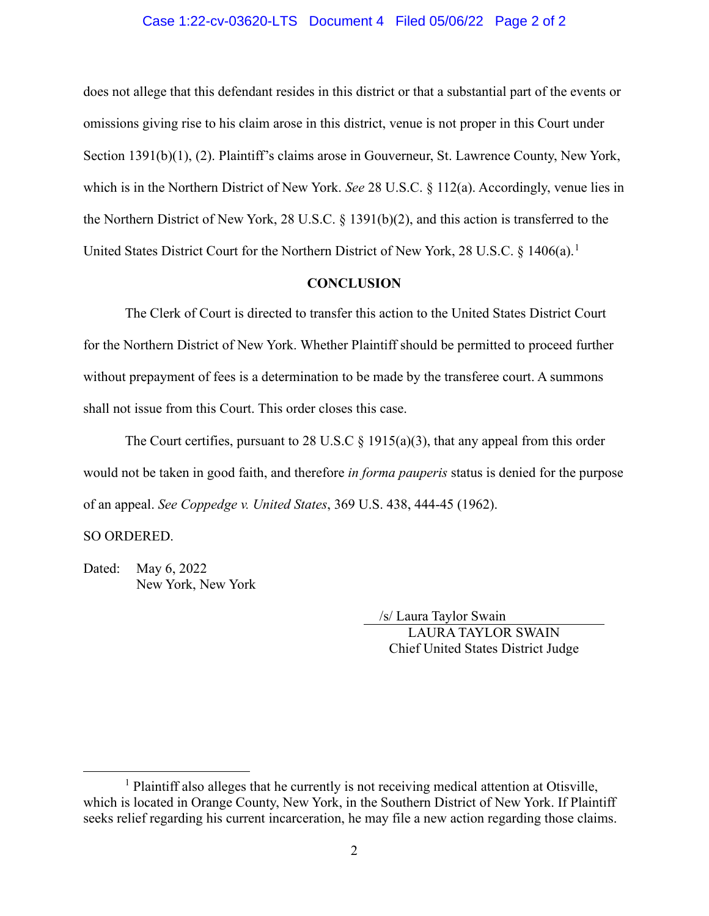does not allege that this defendant resides in this district or that a substantial part of the events or omissions giving rise to his claim arose in this district, venue is not proper in this Court under Section 1391(b)(1), (2). Plaintiff's claims arose in Gouverneur, St. Lawrence County, New York, which is in the Northern District of New York. *See* 28 U.S.C. § 112(a). Accordingly, venue lies in the Northern District of New York, 28 U.S.C. § 1391(b)(2), and this action is transferred to the United States District Court for the Northern District of New York, 28 U.S.C. § 1406(a).[1]

**CONCLUSION**

The Clerk of Court is directed to transfer this action to the United States District Court for the Northern District of New York. Whether Plaintiff should be permitted to proceed further without prepayment of fees is a determination to be made by the transferee court. A summons shall not issue from this Court. This order closes this case.

The Court certifies, pursuant to 28 U.S.C § 1915(a)(3), that any appeal from this order would not be taken in good faith, and therefore *in forma pauperis* status is denied for the purpose of an appeal. *See Coppedge v. United States*, 369 U.S. 438, 444-45 (1962).

SO ORDERED.

Dated: May 6, 2022
New York, New York

/s/ Laura Taylor Swain
LAURA TAYLOR SWAIN
Chief United States District Judge

---

[1] Plaintiff also alleges that he currently is not receiving medical attention at Otisville, which is located in Orange County, New York, in the Southern District of New York. If Plaintiff seeks relief regarding his current incarceration, he may file a new action regarding those claims.